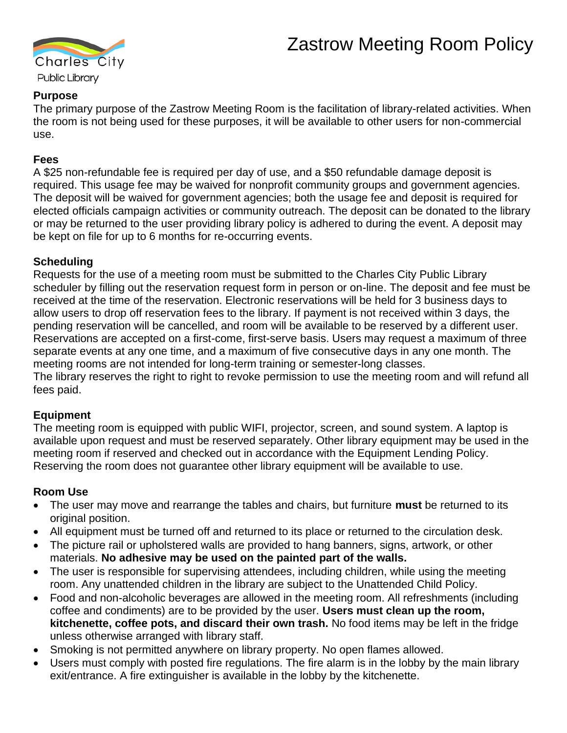# Zastrow Meeting Room Policy

Charles City Public Library

**Purpose**

The primary purpose of the Zastrow Meeting Room is the facilitation of library-related activities. When the room is not being used for these purposes, it will be available to other users for non-commercial use.

**Fees**

A $25 non-refundable fee is required per day of use, and a $50 refundable damage deposit is required. This usage fee may be waived for nonprofit community groups and government agencies. The deposit will be waived for government agencies; both the usage fee and deposit is required for elected officials campaign activities or community outreach. The deposit can be donated to the library or may be returned to the user providing library policy is adhered to during the event. A deposit may be kept on file for up to 6 months for re-occurring events.

**Scheduling**

Requests for the use of a meeting room must be submitted to the Charles City Public Library scheduler by filling out the reservation request form in person or on-line. The deposit and fee must be received at the time of the reservation. Electronic reservations will be held for 3 business days to allow users to drop off reservation fees to the library. If payment is not received within 3 days, the pending reservation will be cancelled, and room will be available to be reserved by a different user. Reservations are accepted on a first-come, first-serve basis. Users may request a maximum of three separate events at any one time, and a maximum of five consecutive days in any one month. The meeting rooms are not intended for long-term training or semester-long classes.
The library reserves the right to right to revoke permission to use the meeting room and will refund all fees paid.

**Equipment**

The meeting room is equipped with public WIFI, projector, screen, and sound system. A laptop is available upon request and must be reserved separately. Other library equipment may be used in the meeting room if reserved and checked out in accordance with the Equipment Lending Policy. Reserving the room does not guarantee other library equipment will be available to use.

**Room Use**

- The user may move and rearrange the tables and chairs, but furniture **must** be returned to its original position.
- All equipment must be turned off and returned to its place or returned to the circulation desk.
- The picture rail or upholstered walls are provided to hang banners, signs, artwork, or other materials. **No adhesive may be used on the painted part of the walls.**
- The user is responsible for supervising attendees, including children, while using the meeting room. Any unattended children in the library are subject to the Unattended Child Policy.
- Food and non-alcoholic beverages are allowed in the meeting room. All refreshments (including coffee and condiments) are to be provided by the user. **Users must clean up the room, kitchenette, coffee pots, and discard their own trash.** No food items may be left in the fridge unless otherwise arranged with library staff.
- Smoking is not permitted anywhere on library property. No open flames allowed.
- Users must comply with posted fire regulations. The fire alarm is in the lobby by the main library exit/entrance. A fire extinguisher is available in the lobby by the kitchenette.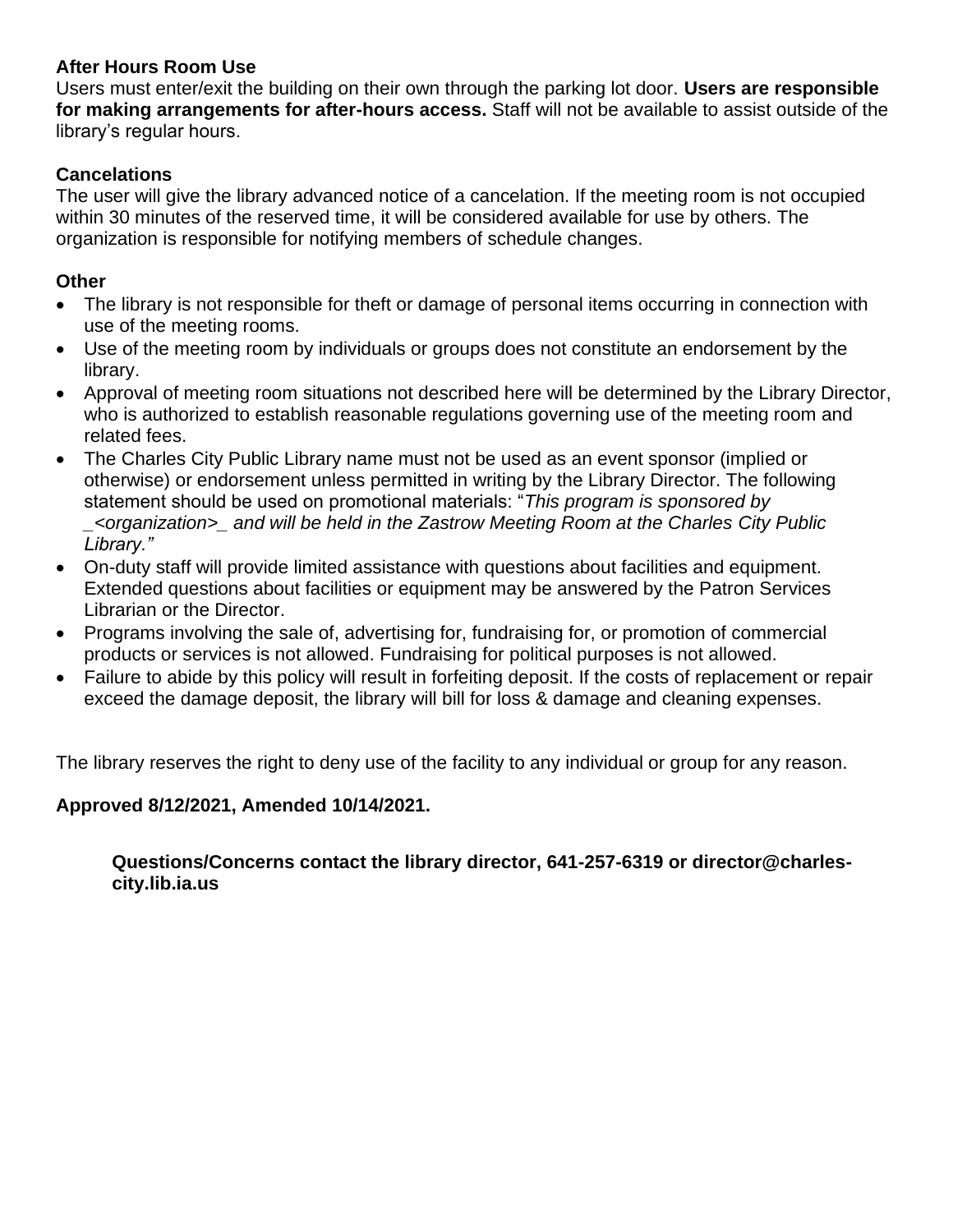**After Hours Room Use**
Users must enter/exit the building on their own through the parking lot door. **Users are responsible for making arrangements for after-hours access.** Staff will not be available to assist outside of the library's regular hours.

**Cancelations**
The user will give the library advanced notice of a cancelation. If the meeting room is not occupied within 30 minutes of the reserved time, it will be considered available for use by others. The organization is responsible for notifying members of schedule changes.

**Other**

- The library is not responsible for theft or damage of personal items occurring in connection with use of the meeting rooms.
- Use of the meeting room by individuals or groups does not constitute an endorsement by the library.
- Approval of meeting room situations not described here will be determined by the Library Director, who is authorized to establish reasonable regulations governing use of the meeting room and related fees.
- The Charles City Public Library name must not be used as an event sponsor (implied or otherwise) or endorsement unless permitted in writing by the Library Director. The following statement should be used on promotional materials: "*This program is sponsored by _<organization>_ and will be held in the Zastrow Meeting Room at the Charles City Public Library."*
- On-duty staff will provide limited assistance with questions about facilities and equipment. Extended questions about facilities or equipment may be answered by the Patron Services Librarian or the Director.
- Programs involving the sale of, advertising for, fundraising for, or promotion of commercial products or services is not allowed. Fundraising for political purposes is not allowed.
- Failure to abide by this policy will result in forfeiting deposit. If the costs of replacement or repair exceed the damage deposit, the library will bill for loss & damage and cleaning expenses.

The library reserves the right to deny use of the facility to any individual or group for any reason.

**Approved 8/12/2021, Amended 10/14/2021.**

**Questions/Concerns contact the library director, 641-257-6319 or director@charles-city.lib.ia.us**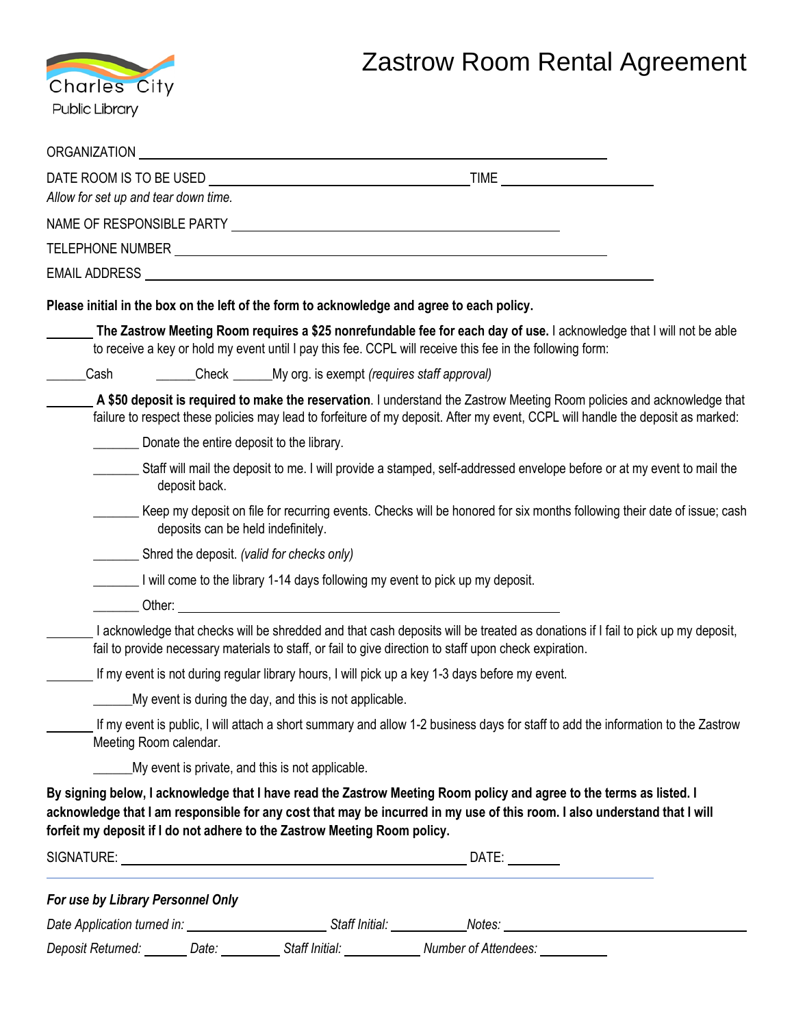Charles City Public Library

# Zastrow Room Rental Agreement

ORGANIZATION ____________________________________________

DATE ROOM IS TO BE USED ______________________ TIME ______________

*Allow for set up and tear down time.*

NAME OF RESPONSIBLE PARTY ______________________________

TELEPHONE NUMBER ______________________________________

EMAIL ADDRESS __________________________________________

**Please initial in the box on the left of the form to acknowledge and agree to each policy.**

_______ **The Zastrow Meeting Room requires a $25 nonrefundable fee for each day of use.** I acknowledge that I will not be able to receive a key or hold my event until I pay this fee. CCPL will receive this fee in the following form:

______Cash ______Check ______My org. is exempt *(requires staff approval)*

_______ **A $50 deposit is required to make the reservation**. I understand the Zastrow Meeting Room policies and acknowledge that failure to respect these policies may lead to forfeiture of my deposit. After my event, CCPL will handle the deposit as marked:

- _______ Donate the entire deposit to the library.
- _______ Staff will mail the deposit to me. I will provide a stamped, self-addressed envelope before or at my event to mail the deposit back.
- _______ Keep my deposit on file for recurring events. Checks will be honored for six months following their date of issue; cash deposits can be held indefinitely.
- _______ Shred the deposit. *(valid for checks only)*
- _______ I will come to the library 1-14 days following my event to pick up my deposit.
- _______ Other: ______________________________

_______ I acknowledge that checks will be shredded and that cash deposits will be treated as donations if I fail to pick up my deposit, fail to provide necessary materials to staff, or fail to give direction to staff upon check expiration.

_______ If my event is not during regular library hours, I will pick up a key 1-3 days before my event.

______My event is during the day, and this is not applicable.

_______ If my event is public, I will attach a short summary and allow 1-2 business days for staff to add the information to the Zastrow Meeting Room calendar.

______My event is private, and this is not applicable.

**By signing below, I acknowledge that I have read the Zastrow Meeting Room policy and agree to the terms as listed. I acknowledge that I am responsible for any cost that may be incurred in my use of this room. I also understand that I will forfeit my deposit if I do not adhere to the Zastrow Meeting Room policy.**

SIGNATURE: ______________________________ DATE: _______

***For use by Library Personnel Only***

*Date Application turned in:* ____________ *Staff Initial:* ________ *Notes:* ______________________

*Deposit Returned:* ______ *Date:* ________ *Staff Initial:* ________ *Number of Attendees:* ________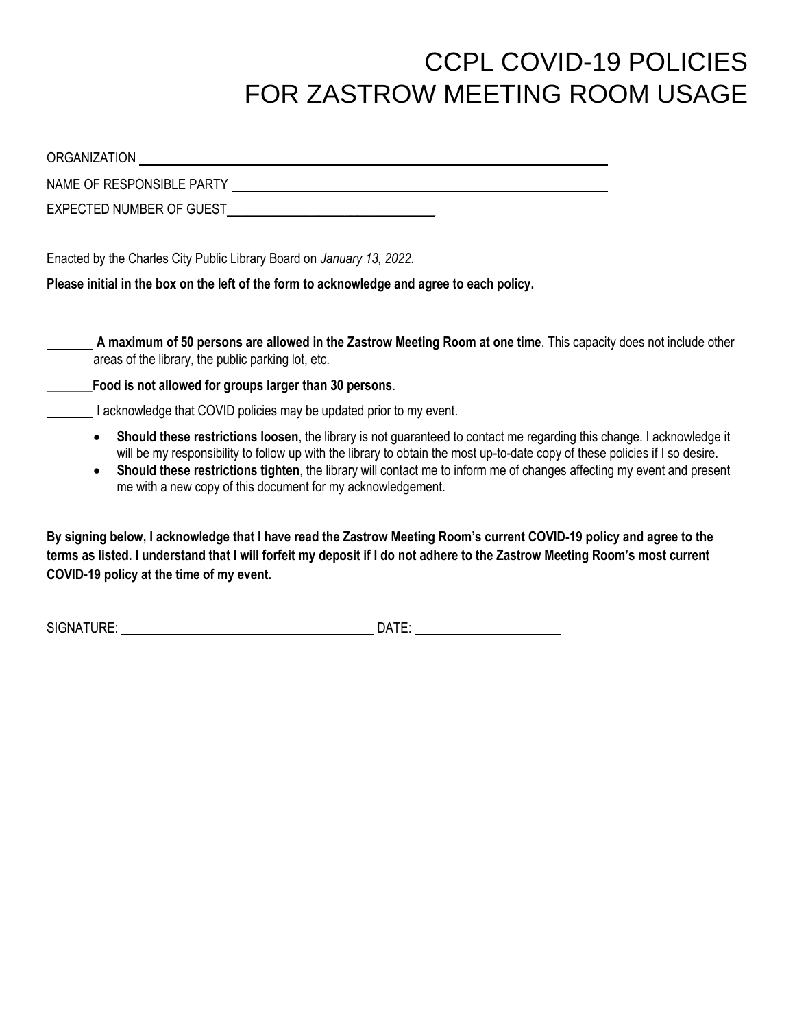# CCPL COVID-19 POLICIES FOR ZASTROW MEETING ROOM USAGE

ORGANIZATION \_\_\_\_\_\_\_\_\_\_\_\_\_\_\_\_\_\_\_\_\_\_\_\_\_\_\_\_\_\_\_\_\_\_\_\_\_\_\_\_

NAME OF RESPONSIBLE PARTY \_\_\_\_\_\_\_\_\_\_\_\_\_\_\_\_\_\_\_\_\_\_\_\_\_\_\_\_\_\_\_\_\_\_

EXPECTED NUMBER OF GUEST\_\_\_\_\_\_\_\_\_\_\_\_\_\_\_\_\_\_\_\_

Enacted by the Charles City Public Library Board on *January 13, 2022*.

**Please initial in the box on the left of the form to acknowledge and agree to each policy.**

\_\_\_\_\_\_\_ **A maximum of 50 persons are allowed in the Zastrow Meeting Room at one time**. This capacity does not include other areas of the library, the public parking lot, etc.

\_\_\_\_\_\_\_**Food is not allowed for groups larger than 30 persons**.

\_\_\_\_\_\_\_ I acknowledge that COVID policies may be updated prior to my event.

- **Should these restrictions loosen**, the library is not guaranteed to contact me regarding this change. I acknowledge it will be my responsibility to follow up with the library to obtain the most up-to-date copy of these policies if I so desire.
- **Should these restrictions tighten**, the library will contact me to inform me of changes affecting my event and present me with a new copy of this document for my acknowledgement.

**By signing below, I acknowledge that I have read the Zastrow Meeting Room's current COVID-19 policy and agree to the terms as listed. I understand that I will forfeit my deposit if I do not adhere to the Zastrow Meeting Room's most current COVID-19 policy at the time of my event.**

SIGNATURE: \_\_\_\_\_\_\_\_\_\_\_\_\_\_\_\_\_\_\_\_\_\_\_\_\_\_\_\_ DATE: \_\_\_\_\_\_\_\_\_\_\_\_\_\_\_\_